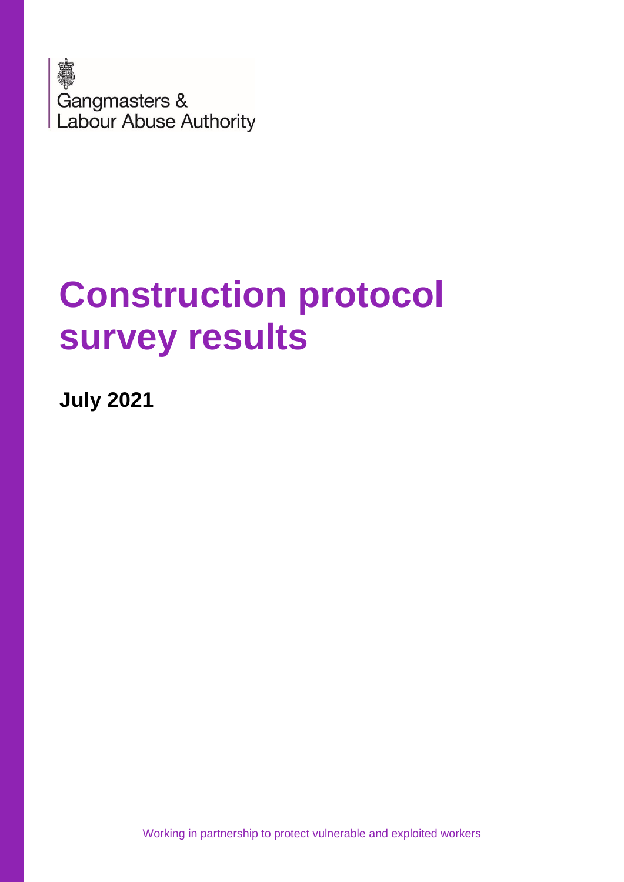Gangmasters & Labour Abuse Authority

# Construction protocol survey results

**July 2021**

Working in partnership to protect vulnerable and exploited workers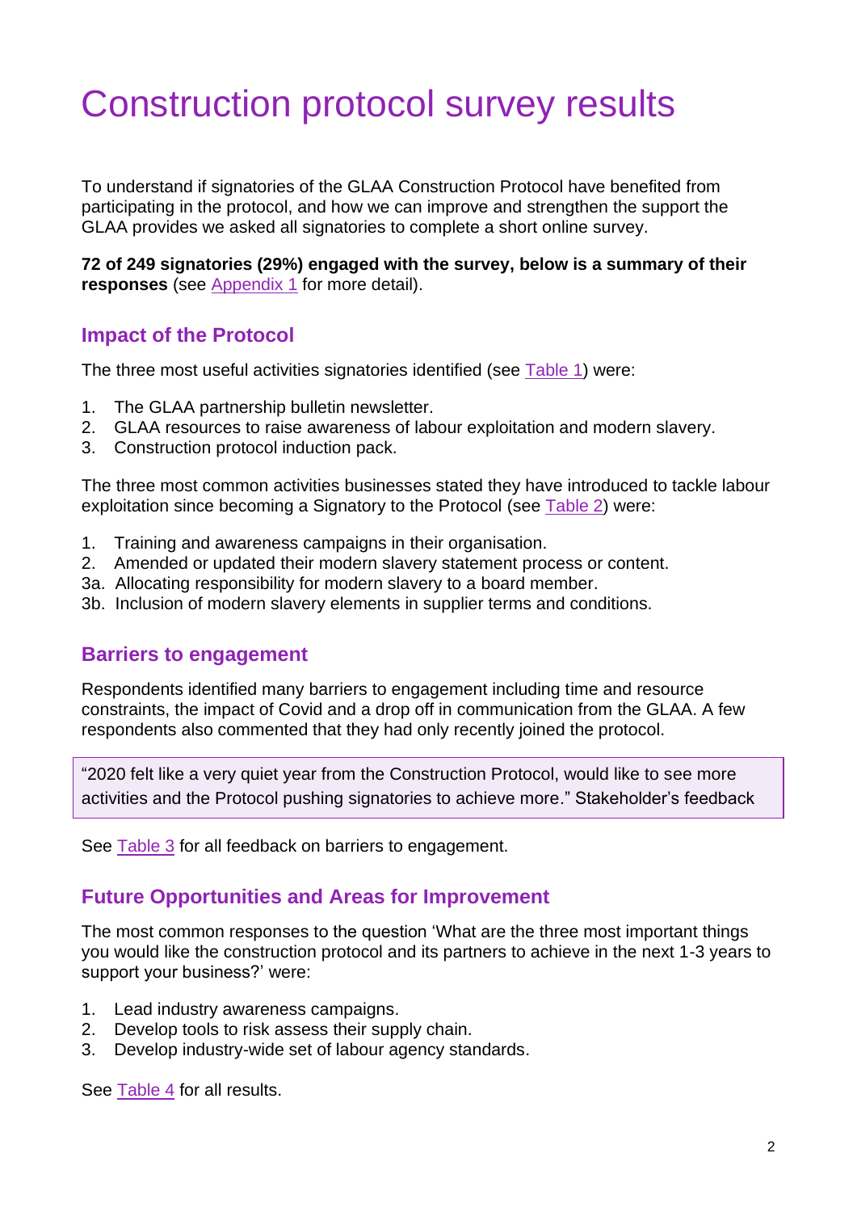# Construction protocol survey results

To understand if signatories of the GLAA Construction Protocol have benefited from participating in the protocol, and how we can improve and strengthen the support the GLAA provides we asked all signatories to complete a short online survey.

**72 of 249 signatories (29%) engaged with the survey, below is a summary of their responses** (see Appendix 1 for more detail).

## Impact of the Protocol

The three most useful activities signatories identified (see Table 1) were:

1. The GLAA partnership bulletin newsletter.
2. GLAA resources to raise awareness of labour exploitation and modern slavery.
3. Construction protocol induction pack.

The three most common activities businesses stated they have introduced to tackle labour exploitation since becoming a Signatory to the Protocol (see Table 2) were:

1. Training and awareness campaigns in their organisation.
2. Amended or updated their modern slavery statement process or content.

3a. Allocating responsibility for modern slavery to a board member.
3b. Inclusion of modern slavery elements in supplier terms and conditions.

## Barriers to engagement

Respondents identified many barriers to engagement including time and resource constraints, the impact of Covid and a drop off in communication from the GLAA. A few respondents also commented that they had only recently joined the protocol.

> "2020 felt like a very quiet year from the Construction Protocol, would like to see more activities and the Protocol pushing signatories to achieve more." Stakeholder's feedback

See Table 3 for all feedback on barriers to engagement.

## Future Opportunities and Areas for Improvement

The most common responses to the question 'What are the three most important things you would like the construction protocol and its partners to achieve in the next 1-3 years to support your business?' were:

1. Lead industry awareness campaigns.
2. Develop tools to risk assess their supply chain.
3. Develop industry-wide set of labour agency standards.

See Table 4 for all results.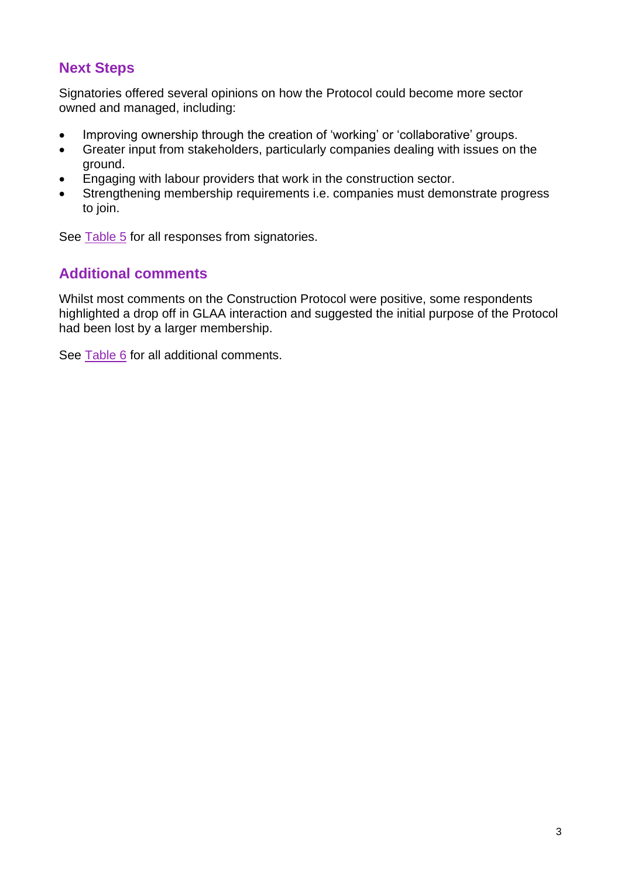## Next Steps

Signatories offered several opinions on how the Protocol could become more sector owned and managed, including:

- Improving ownership through the creation of 'working' or 'collaborative' groups.
- Greater input from stakeholders, particularly companies dealing with issues on the ground.
- Engaging with labour providers that work in the construction sector.
- Strengthening membership requirements i.e. companies must demonstrate progress to join.

See Table 5 for all responses from signatories.

## Additional comments

Whilst most comments on the Construction Protocol were positive, some respondents highlighted a drop off in GLAA interaction and suggested the initial purpose of the Protocol had been lost by a larger membership.

See Table 6 for all additional comments.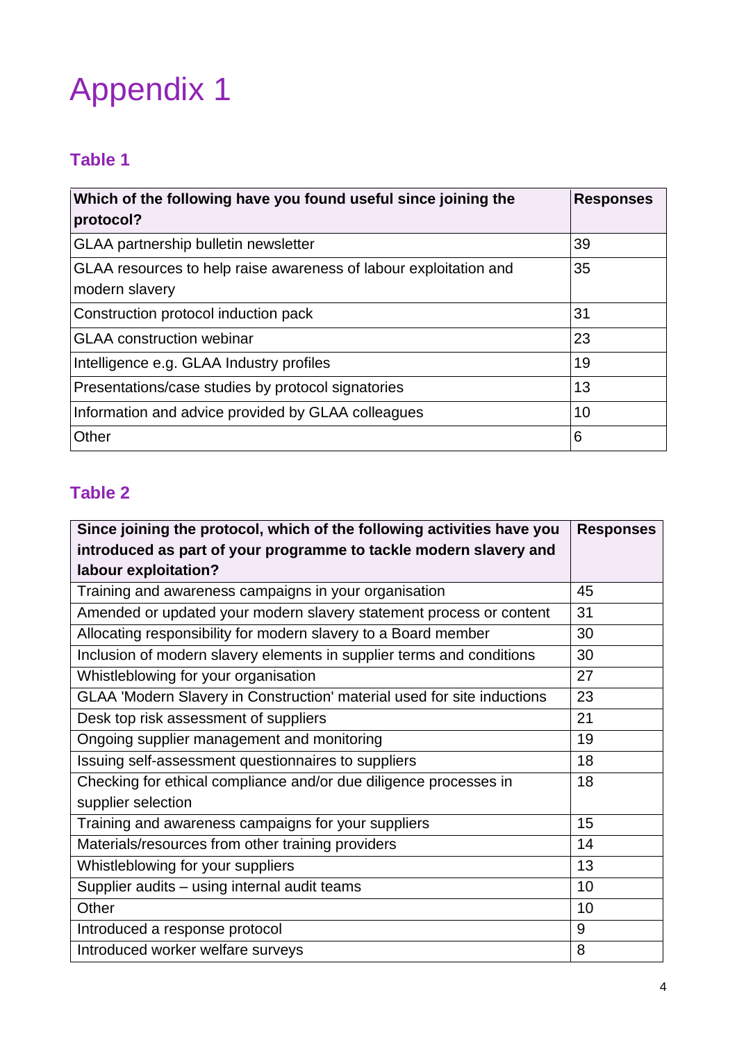# Appendix 1

## Table 1

| Which of the following have you found useful since joining the protocol? | Responses |
|---|---|
| GLAA partnership bulletin newsletter | 39 |
| GLAA resources to help raise awareness of labour exploitation and modern slavery | 35 |
| Construction protocol induction pack | 31 |
| GLAA construction webinar | 23 |
| Intelligence e.g. GLAA Industry profiles | 19 |
| Presentations/case studies by protocol signatories | 13 |
| Information and advice provided by GLAA colleagues | 10 |
| Other | 6 |

## Table 2

| Since joining the protocol, which of the following activities have you introduced as part of your programme to tackle modern slavery and labour exploitation? | Responses |
|---|---|
| Training and awareness campaigns in your organisation | 45 |
| Amended or updated your modern slavery statement process or content | 31 |
| Allocating responsibility for modern slavery to a Board member | 30 |
| Inclusion of modern slavery elements in supplier terms and conditions | 30 |
| Whistleblowing for your organisation | 27 |
| GLAA 'Modern Slavery in Construction' material used for site inductions | 23 |
| Desk top risk assessment of suppliers | 21 |
| Ongoing supplier management and monitoring | 19 |
| Issuing self-assessment questionnaires to suppliers | 18 |
| Checking for ethical compliance and/or due diligence processes in supplier selection | 18 |
| Training and awareness campaigns for your suppliers | 15 |
| Materials/resources from other training providers | 14 |
| Whistleblowing for your suppliers | 13 |
| Supplier audits – using internal audit teams | 10 |
| Other | 10 |
| Introduced a response protocol | 9 |
| Introduced worker welfare surveys | 8 |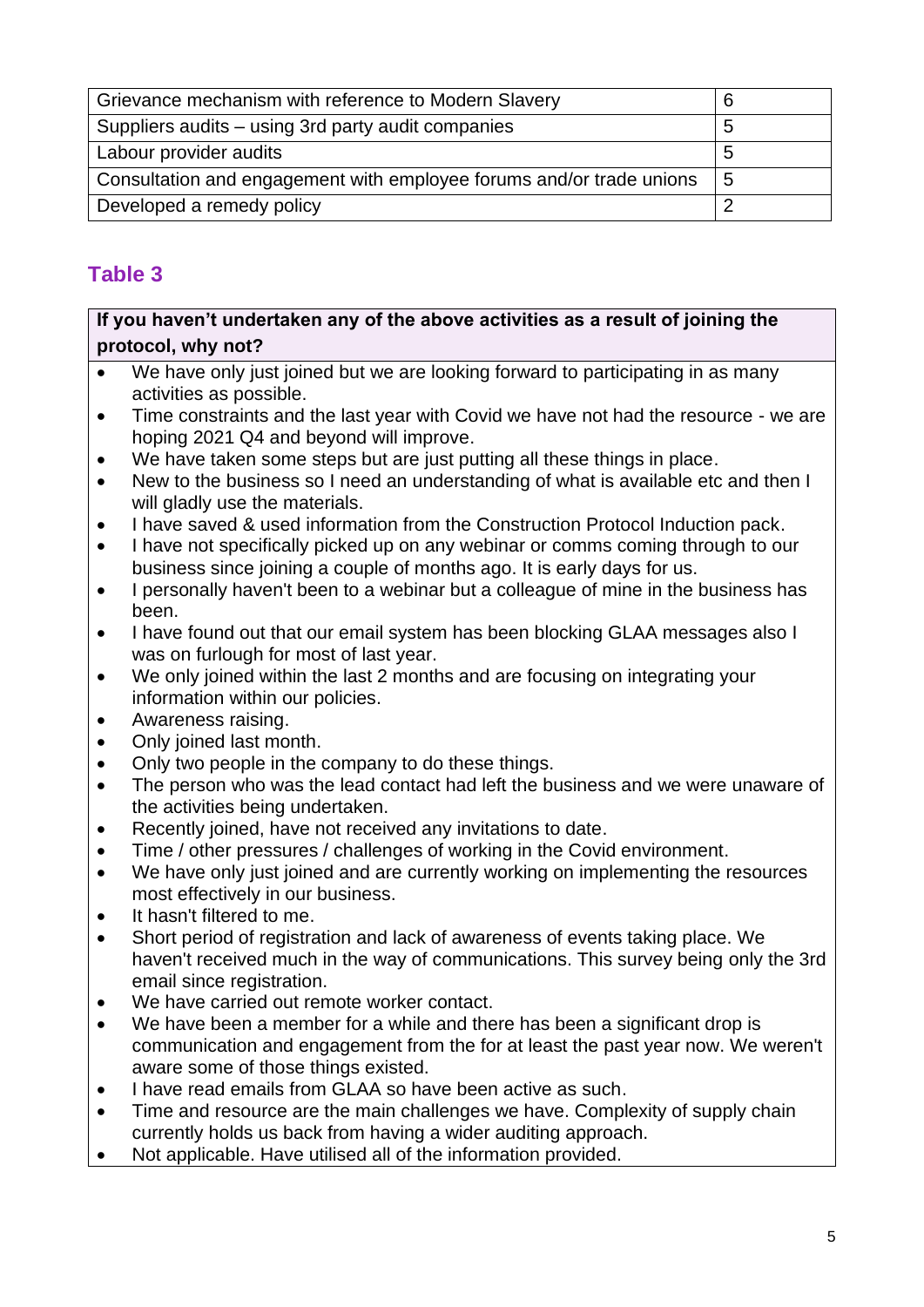| Grievance mechanism with reference to Modern Slavery | 6 |
|---|---|
| Suppliers audits – using 3rd party audit companies | 5 |
| Labour provider audits | 5 |
| Consultation and engagement with employee forums and/or trade unions | 5 |
| Developed a remedy policy | 2 |

## Table 3

**If you haven't undertaken any of the above activities as a result of joining the protocol, why not?**

- We have only just joined but we are looking forward to participating in as many activities as possible.
- Time constraints and the last year with Covid we have not had the resource - we are hoping 2021 Q4 and beyond will improve.
- We have taken some steps but are just putting all these things in place.
- New to the business so I need an understanding of what is available etc and then I will gladly use the materials.
- I have saved & used information from the Construction Protocol Induction pack.
- I have not specifically picked up on any webinar or comms coming through to our business since joining a couple of months ago. It is early days for us.
- I personally haven't been to a webinar but a colleague of mine in the business has been.
- I have found out that our email system has been blocking GLAA messages also I was on furlough for most of last year.
- We only joined within the last 2 months and are focusing on integrating your information within our policies.
- Awareness raising.
- Only joined last month.
- Only two people in the company to do these things.
- The person who was the lead contact had left the business and we were unaware of the activities being undertaken.
- Recently joined, have not received any invitations to date.
- Time / other pressures / challenges of working in the Covid environment.
- We have only just joined and are currently working on implementing the resources most effectively in our business.
- It hasn't filtered to me.
- Short period of registration and lack of awareness of events taking place. We haven't received much in the way of communications. This survey being only the 3rd email since registration.
- We have carried out remote worker contact.
- We have been a member for a while and there has been a significant drop is communication and engagement from the for at least the past year now. We weren't aware some of those things existed.
- I have read emails from GLAA so have been active as such.
- Time and resource are the main challenges we have. Complexity of supply chain currently holds us back from having a wider auditing approach.
- Not applicable. Have utilised all of the information provided.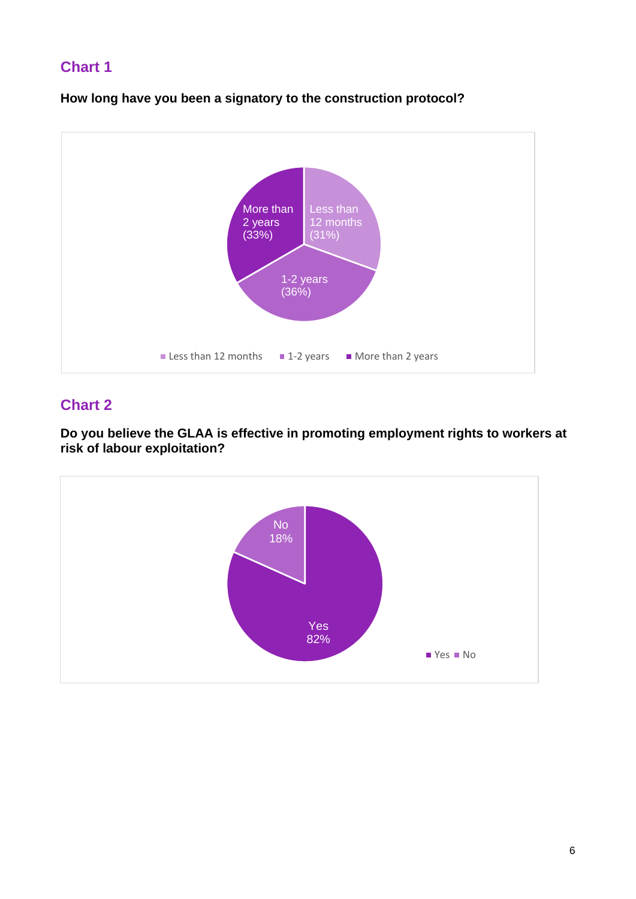## Chart 1

**How long have you been a signatory to the construction protocol?**

## Chart 2

**Do you believe the GLAA is effective in promoting employment rights to workers at risk of labour exploitation?**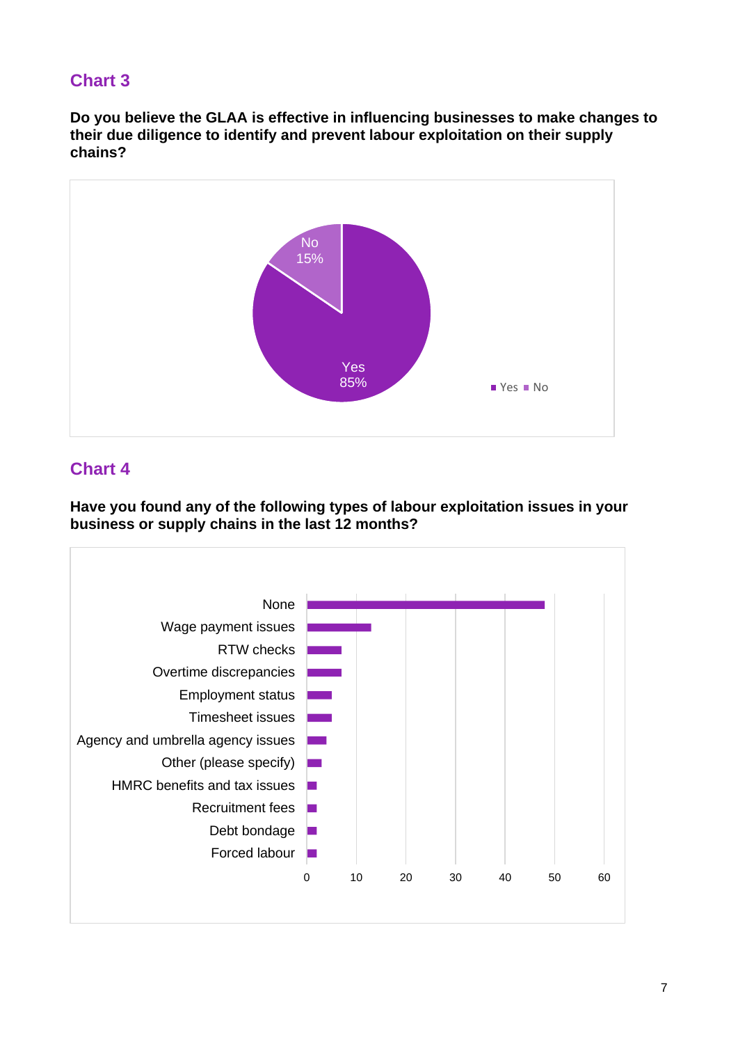## Chart 3

**Do you believe the GLAA is effective in influencing businesses to make changes to their due diligence to identify and prevent labour exploitation on their supply chains?**

| Response | Percentage |
|---|---|
| Yes | 85% |
| No | 15% |

## Chart 4

**Have you found any of the following types of labour exploitation issues in your business or supply chains in the last 12 months?**

| Issue | Approximate count |
|---|---|
| None | 48 |
| Wage payment issues | 13 |
| RTW checks | 7 |
| Overtime discrepancies | 7 |
| Employment status | 5 |
| Timesheet issues | 5 |
| Agency and umbrella agency issues | 4 |
| Other (please specify) | 3 |
| HMRC benefits and tax issues | 2 |
| Recruitment fees | 2 |
| Debt bondage | 2 |
| Forced labour | 2 |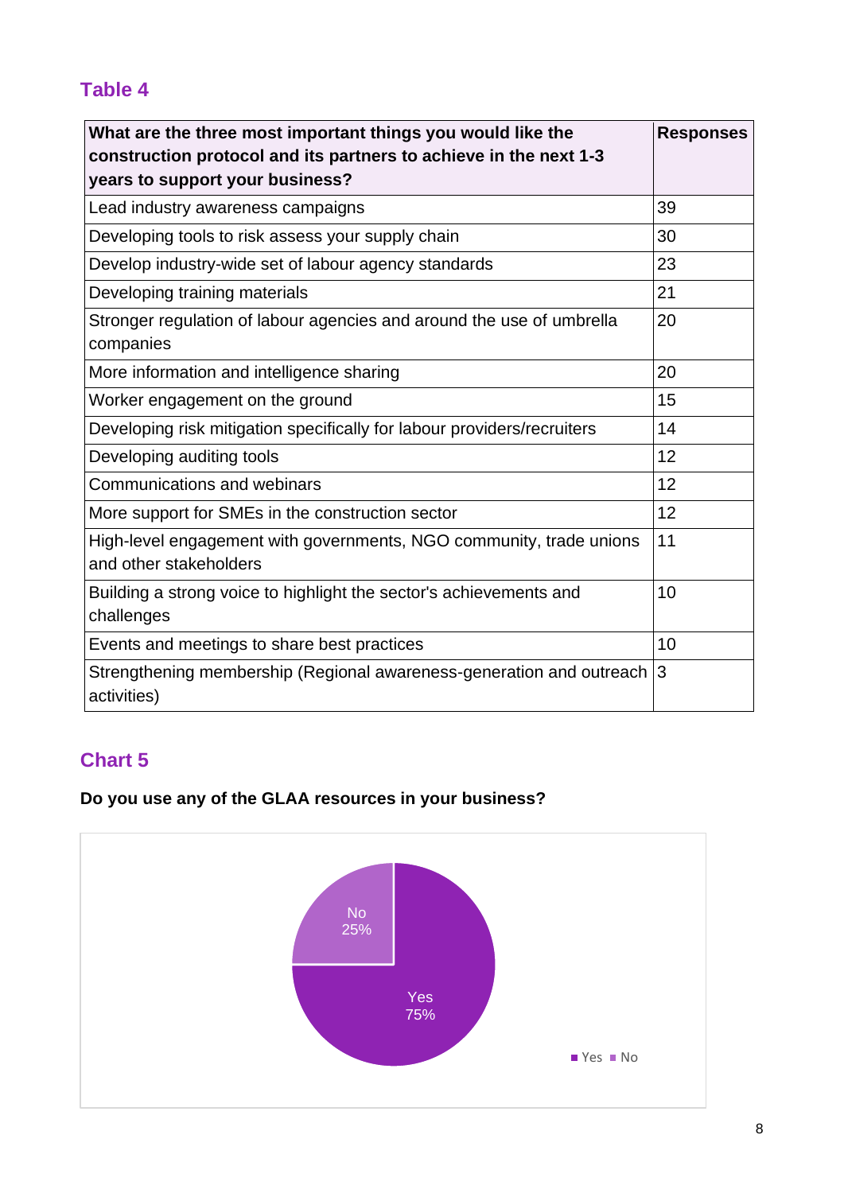## Table 4

| What are the three most important things you would like the construction protocol and its partners to achieve in the next 1-3 years to support your business? | Responses |
| --- | --- |
| Lead industry awareness campaigns | 39 |
| Developing tools to risk assess your supply chain | 30 |
| Develop industry-wide set of labour agency standards | 23 |
| Developing training materials | 21 |
| Stronger regulation of labour agencies and around the use of umbrella companies | 20 |
| More information and intelligence sharing | 20 |
| Worker engagement on the ground | 15 |
| Developing risk mitigation specifically for labour providers/recruiters | 14 |
| Developing auditing tools | 12 |
| Communications and webinars | 12 |
| More support for SMEs in the construction sector | 12 |
| High-level engagement with governments, NGO community, trade unions and other stakeholders | 11 |
| Building a strong voice to highlight the sector's achievements and challenges | 10 |
| Events and meetings to share best practices | 10 |
| Strengthening membership (Regional awareness-generation and outreach activities) | 3 |

## Chart 5

**Do you use any of the GLAA resources in your business?**

| Response | Percentage |
| --- | --- |
| Yes | 75% |
| No | 25% |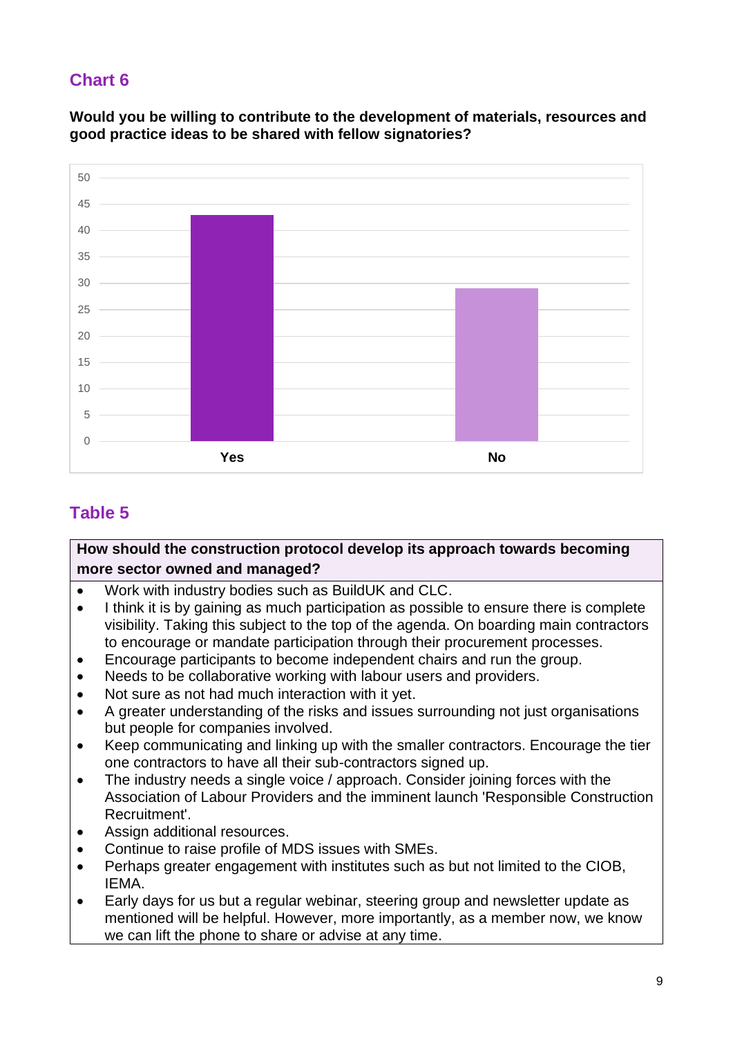## Chart 6

**Would you be willing to contribute to the development of materials, resources and good practice ideas to be shared with fellow signatories?**

| Response | Count |
|---|---|
| Yes | 43 |
| No | 29 |

## Table 5

| How should the construction protocol develop its approach towards becoming more sector owned and managed? |
|---|
| • Work with industry bodies such as BuildUK and CLC.<br>• I think it is by gaining as much participation as possible to ensure there is complete visibility. Taking this subject to the top of the agenda. On boarding main contractors to encourage or mandate participation through their procurement processes.<br>• Encourage participants to become independent chairs and run the group.<br>• Needs to be collaborative working with labour users and providers.<br>• Not sure as not had much interaction with it yet.<br>• A greater understanding of the risks and issues surrounding not just organisations but people for companies involved.<br>• Keep communicating and linking up with the smaller contractors. Encourage the tier one contractors to have all their sub-contractors signed up.<br>• The industry needs a single voice / approach. Consider joining forces with the Association of Labour Providers and the imminent launch 'Responsible Construction Recruitment'.<br>• Assign additional resources.<br>• Continue to raise profile of MDS issues with SMEs.<br>• Perhaps greater engagement with institutes such as but not limited to the CIOB, IEMA.<br>• Early days for us but a regular webinar, steering group and newsletter update as mentioned will be helpful. However, more importantly, as a member now, we know we can lift the phone to share or advise at any time. |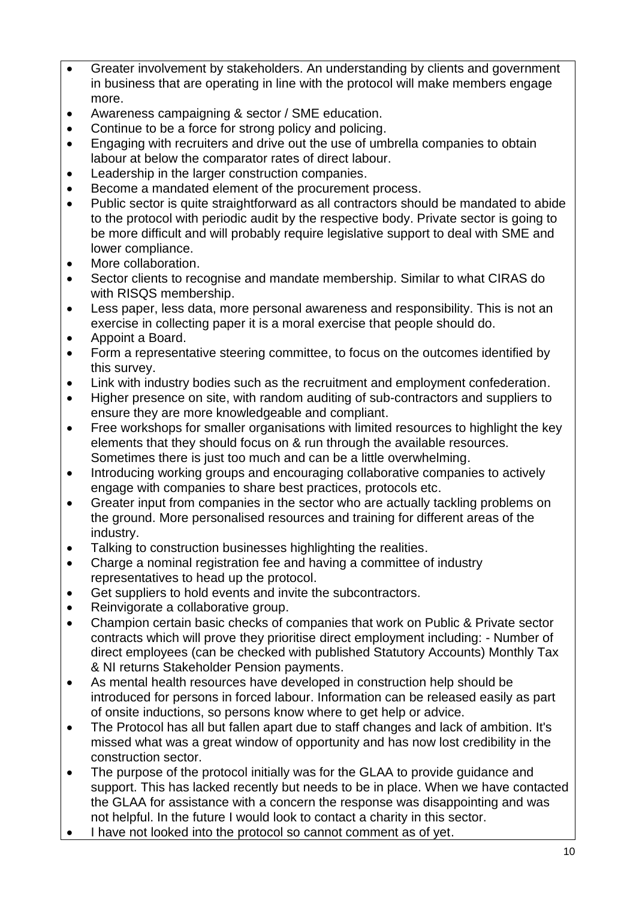- Greater involvement by stakeholders. An understanding by clients and government in business that are operating in line with the protocol will make members engage more.
- Awareness campaigning & sector / SME education.
- Continue to be a force for strong policy and policing.
- Engaging with recruiters and drive out the use of umbrella companies to obtain labour at below the comparator rates of direct labour.
- Leadership in the larger construction companies.
- Become a mandated element of the procurement process.
- Public sector is quite straightforward as all contractors should be mandated to abide to the protocol with periodic audit by the respective body. Private sector is going to be more difficult and will probably require legislative support to deal with SME and lower compliance.
- More collaboration.
- Sector clients to recognise and mandate membership. Similar to what CIRAS do with RISQS membership.
- Less paper, less data, more personal awareness and responsibility. This is not an exercise in collecting paper it is a moral exercise that people should do.
- Appoint a Board.
- Form a representative steering committee, to focus on the outcomes identified by this survey.
- Link with industry bodies such as the recruitment and employment confederation.
- Higher presence on site, with random auditing of sub-contractors and suppliers to ensure they are more knowledgeable and compliant.
- Free workshops for smaller organisations with limited resources to highlight the key elements that they should focus on & run through the available resources. Sometimes there is just too much and can be a little overwhelming.
- Introducing working groups and encouraging collaborative companies to actively engage with companies to share best practices, protocols etc.
- Greater input from companies in the sector who are actually tackling problems on the ground. More personalised resources and training for different areas of the industry.
- Talking to construction businesses highlighting the realities.
- Charge a nominal registration fee and having a committee of industry representatives to head up the protocol.
- Get suppliers to hold events and invite the subcontractors.
- Reinvigorate a collaborative group.
- Champion certain basic checks of companies that work on Public & Private sector contracts which will prove they prioritise direct employment including: - Number of direct employees (can be checked with published Statutory Accounts) Monthly Tax & NI returns Stakeholder Pension payments.
- As mental health resources have developed in construction help should be introduced for persons in forced labour. Information can be released easily as part of onsite inductions, so persons know where to get help or advice.
- The Protocol has all but fallen apart due to staff changes and lack of ambition. It's missed what was a great window of opportunity and has now lost credibility in the construction sector.
- The purpose of the protocol initially was for the GLAA to provide guidance and support. This has lacked recently but needs to be in place. When we have contacted the GLAA for assistance with a concern the response was disappointing and was not helpful. In the future I would look to contact a charity in this sector.
- I have not looked into the protocol so cannot comment as of yet.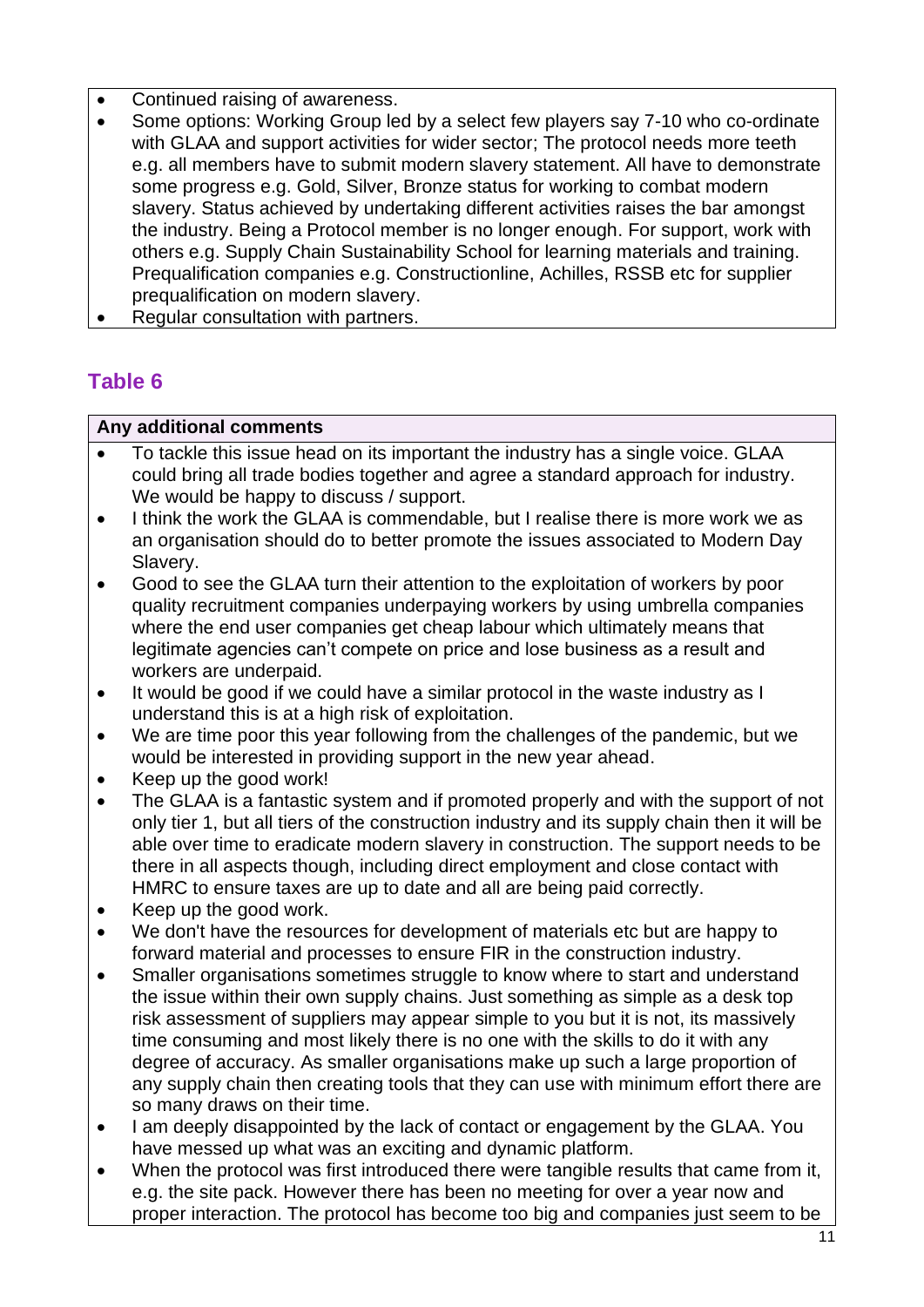- Continued raising of awareness.
- Some options: Working Group led by a select few players say 7-10 who co-ordinate with GLAA and support activities for wider sector; The protocol needs more teeth e.g. all members have to submit modern slavery statement. All have to demonstrate some progress e.g. Gold, Silver, Bronze status for working to combat modern slavery. Status achieved by undertaking different activities raises the bar amongst the industry. Being a Protocol member is no longer enough. For support, work with others e.g. Supply Chain Sustainability School for learning materials and training. Prequalification companies e.g. Constructionline, Achilles, RSSB etc for supplier prequalification on modern slavery.
- Regular consultation with partners.

## Table 6

**Any additional comments**

- To tackle this issue head on its important the industry has a single voice. GLAA could bring all trade bodies together and agree a standard approach for industry. We would be happy to discuss / support.
- I think the work the GLAA is commendable, but I realise there is more work we as an organisation should do to better promote the issues associated to Modern Day Slavery.
- Good to see the GLAA turn their attention to the exploitation of workers by poor quality recruitment companies underpaying workers by using umbrella companies where the end user companies get cheap labour which ultimately means that legitimate agencies can't compete on price and lose business as a result and workers are underpaid.
- It would be good if we could have a similar protocol in the waste industry as I understand this is at a high risk of exploitation.
- We are time poor this year following from the challenges of the pandemic, but we would be interested in providing support in the new year ahead.
- Keep up the good work!
- The GLAA is a fantastic system and if promoted properly and with the support of not only tier 1, but all tiers of the construction industry and its supply chain then it will be able over time to eradicate modern slavery in construction. The support needs to be there in all aspects though, including direct employment and close contact with HMRC to ensure taxes are up to date and all are being paid correctly.
- Keep up the good work.
- We don't have the resources for development of materials etc but are happy to forward material and processes to ensure FIR in the construction industry.
- Smaller organisations sometimes struggle to know where to start and understand the issue within their own supply chains. Just something as simple as a desk top risk assessment of suppliers may appear simple to you but it is not, its massively time consuming and most likely there is no one with the skills to do it with any degree of accuracy. As smaller organisations make up such a large proportion of any supply chain then creating tools that they can use with minimum effort there are so many draws on their time.
- I am deeply disappointed by the lack of contact or engagement by the GLAA. You have messed up what was an exciting and dynamic platform.
- When the protocol was first introduced there were tangible results that came from it, e.g. the site pack. However there has been no meeting for over a year now and proper interaction. The protocol has become too big and companies just seem to be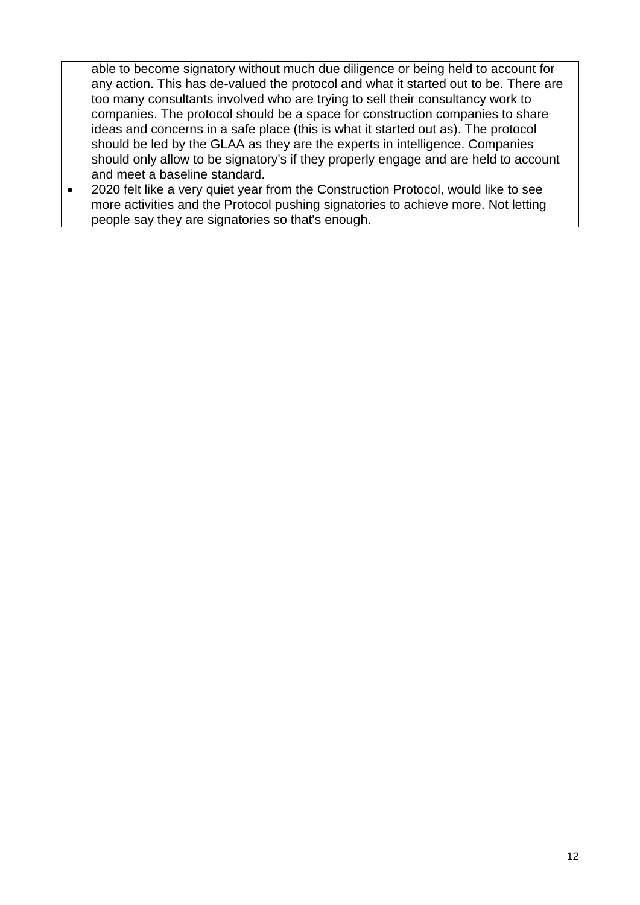able to become signatory without much due diligence or being held to account for any action. This has de-valued the protocol and what it started out to be. There are too many consultants involved who are trying to sell their consultancy work to companies. The protocol should be a space for construction companies to share ideas and concerns in a safe place (this is what it started out as). The protocol should be led by the GLAA as they are the experts in intelligence. Companies should only allow to be signatory's if they properly engage and are held to account and meet a baseline standard.

- 2020 felt like a very quiet year from the Construction Protocol, would like to see more activities and the Protocol pushing signatories to achieve more. Not letting people say they are signatories so that's enough.